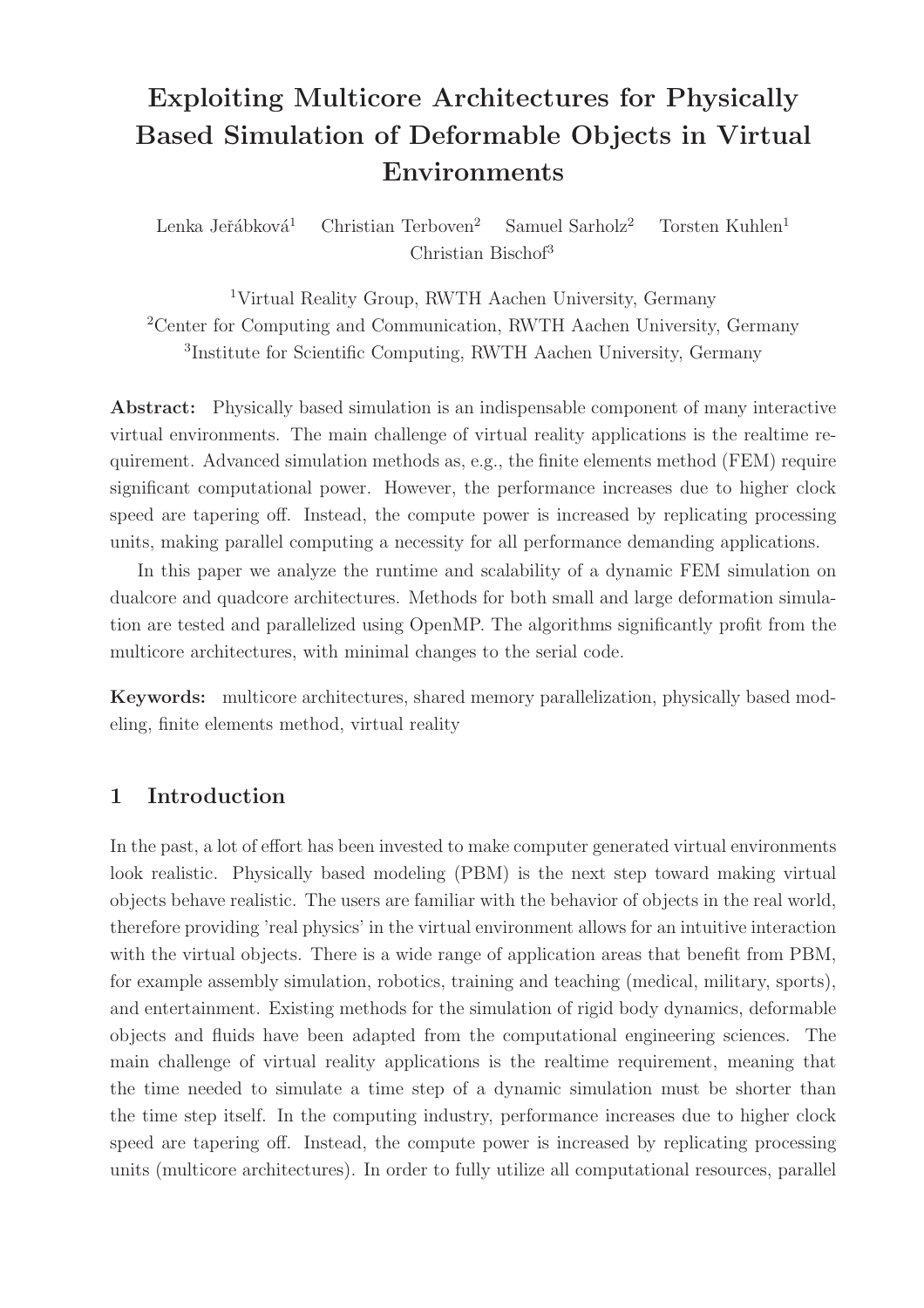# Exploiting Multicore Architectures for Physically Based Simulation of Deformable Objects in Virtual Environments

Lenka Jeřábková[1] Christian Terboven[2] Samuel Sarholz[2] Torsten Kuhlen[1] Christian Bischof[3]

[1]Virtual Reality Group, RWTH Aachen University, Germany
[2]Center for Computing and Communication, RWTH Aachen University, Germany
[3]Institute for Scientific Computing, RWTH Aachen University, Germany

**Abstract:** Physically based simulation is an indispensable component of many interactive virtual environments. The main challenge of virtual reality applications is the realtime requirement. Advanced simulation methods as, e.g., the finite elements method (FEM) require significant computational power. However, the performance increases due to higher clock speed are tapering off. Instead, the compute power is increased by replicating processing units, making parallel computing a necessity for all performance demanding applications.

In this paper we analyze the runtime and scalability of a dynamic FEM simulation on dualcore and quadcore architectures. Methods for both small and large deformation simulation are tested and parallelized using OpenMP. The algorithms significantly profit from the multicore architectures, with minimal changes to the serial code.

**Keywords:** multicore architectures, shared memory parallelization, physically based modeling, finite elements method, virtual reality

## 1 Introduction

In the past, a lot of effort has been invested to make computer generated virtual environments look realistic. Physically based modeling (PBM) is the next step toward making virtual objects behave realistic. The users are familiar with the behavior of objects in the real world, therefore providing 'real physics' in the virtual environment allows for an intuitive interaction with the virtual objects. There is a wide range of application areas that benefit from PBM, for example assembly simulation, robotics, training and teaching (medical, military, sports), and entertainment. Existing methods for the simulation of rigid body dynamics, deformable objects and fluids have been adapted from the computational engineering sciences. The main challenge of virtual reality applications is the realtime requirement, meaning that the time needed to simulate a time step of a dynamic simulation must be shorter than the time step itself. In the computing industry, performance increases due to higher clock speed are tapering off. Instead, the compute power is increased by replicating processing units (multicore architectures). In order to fully utilize all computational resources, parallel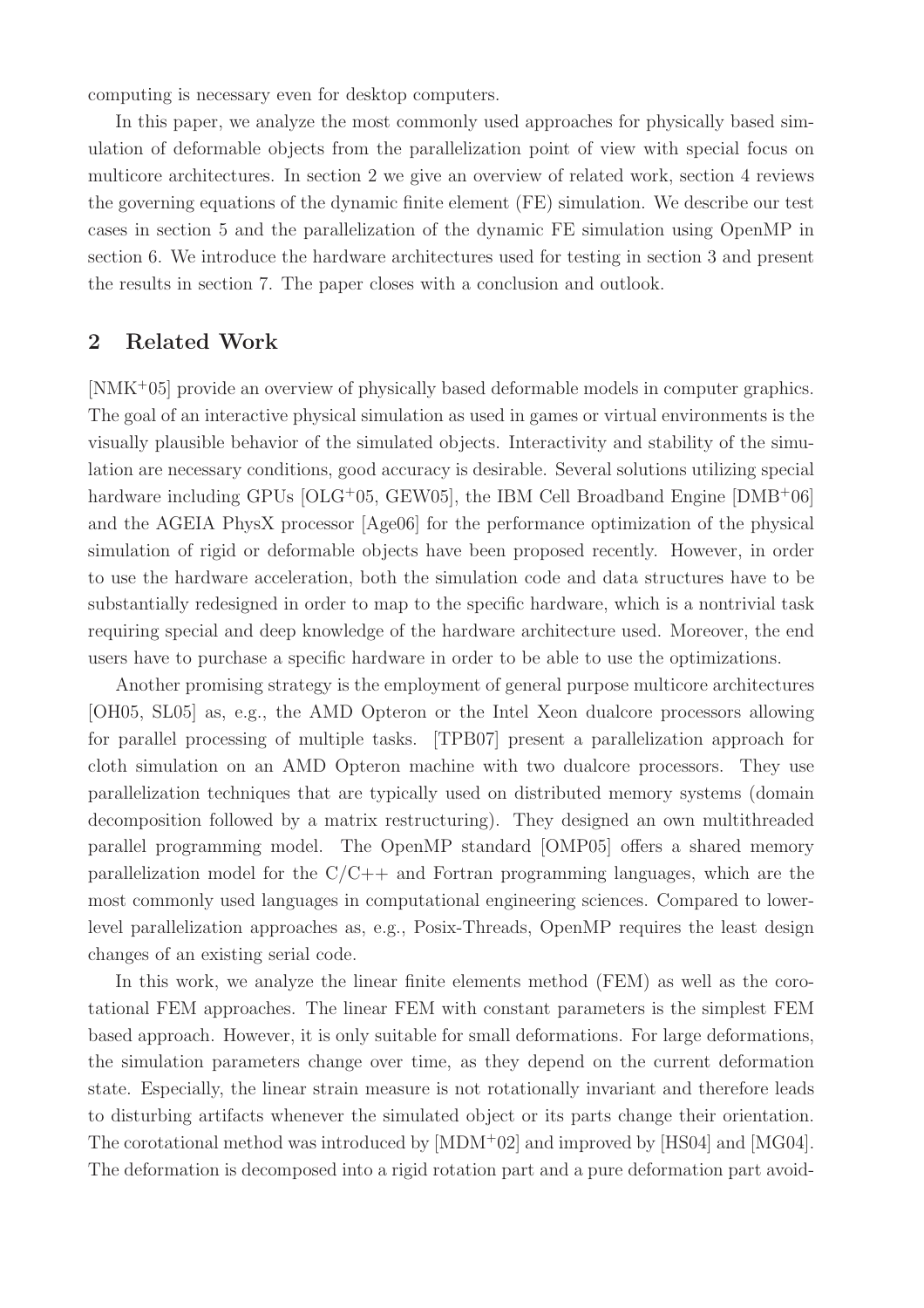computing is necessary even for desktop computers.

In this paper, we analyze the most commonly used approaches for physically based simulation of deformable objects from the parallelization point of view with special focus on multicore architectures. In section 2 we give an overview of related work, section 4 reviews the governing equations of the dynamic finite element (FE) simulation. We describe our test cases in section 5 and the parallelization of the dynamic FE simulation using OpenMP in section 6. We introduce the hardware architectures used for testing in section 3 and present the results in section 7. The paper closes with a conclusion and outlook.

## 2 Related Work

[NMK+05] provide an overview of physically based deformable models in computer graphics. The goal of an interactive physical simulation as used in games or virtual environments is the visually plausible behavior of the simulated objects. Interactivity and stability of the simulation are necessary conditions, good accuracy is desirable. Several solutions utilizing special hardware including GPUs [OLG+05, GEW05], the IBM Cell Broadband Engine [DMB+06] and the AGEIA PhysX processor [Age06] for the performance optimization of the physical simulation of rigid or deformable objects have been proposed recently. However, in order to use the hardware acceleration, both the simulation code and data structures have to be substantially redesigned in order to map to the specific hardware, which is a nontrivial task requiring special and deep knowledge of the hardware architecture used. Moreover, the end users have to purchase a specific hardware in order to be able to use the optimizations.

Another promising strategy is the employment of general purpose multicore architectures [OH05, SL05] as, e.g., the AMD Opteron or the Intel Xeon dualcore processors allowing for parallel processing of multiple tasks. [TPB07] present a parallelization approach for cloth simulation on an AMD Opteron machine with two dualcore processors. They use parallelization techniques that are typically used on distributed memory systems (domain decomposition followed by a matrix restructuring). They designed an own multithreaded parallel programming model. The OpenMP standard [OMP05] offers a shared memory parallelization model for the C/C++ and Fortran programming languages, which are the most commonly used languages in computational engineering sciences. Compared to lower-level parallelization approaches as, e.g., Posix-Threads, OpenMP requires the least design changes of an existing serial code.

In this work, we analyze the linear finite elements method (FEM) as well as the corotational FEM approaches. The linear FEM with constant parameters is the simplest FEM based approach. However, it is only suitable for small deformations. For large deformations, the simulation parameters change over time, as they depend on the current deformation state. Especially, the linear strain measure is not rotationally invariant and therefore leads to disturbing artifacts whenever the simulated object or its parts change their orientation. The corotational method was introduced by [MDM+02] and improved by [HS04] and [MG04]. The deformation is decomposed into a rigid rotation part and a pure deformation part avoid-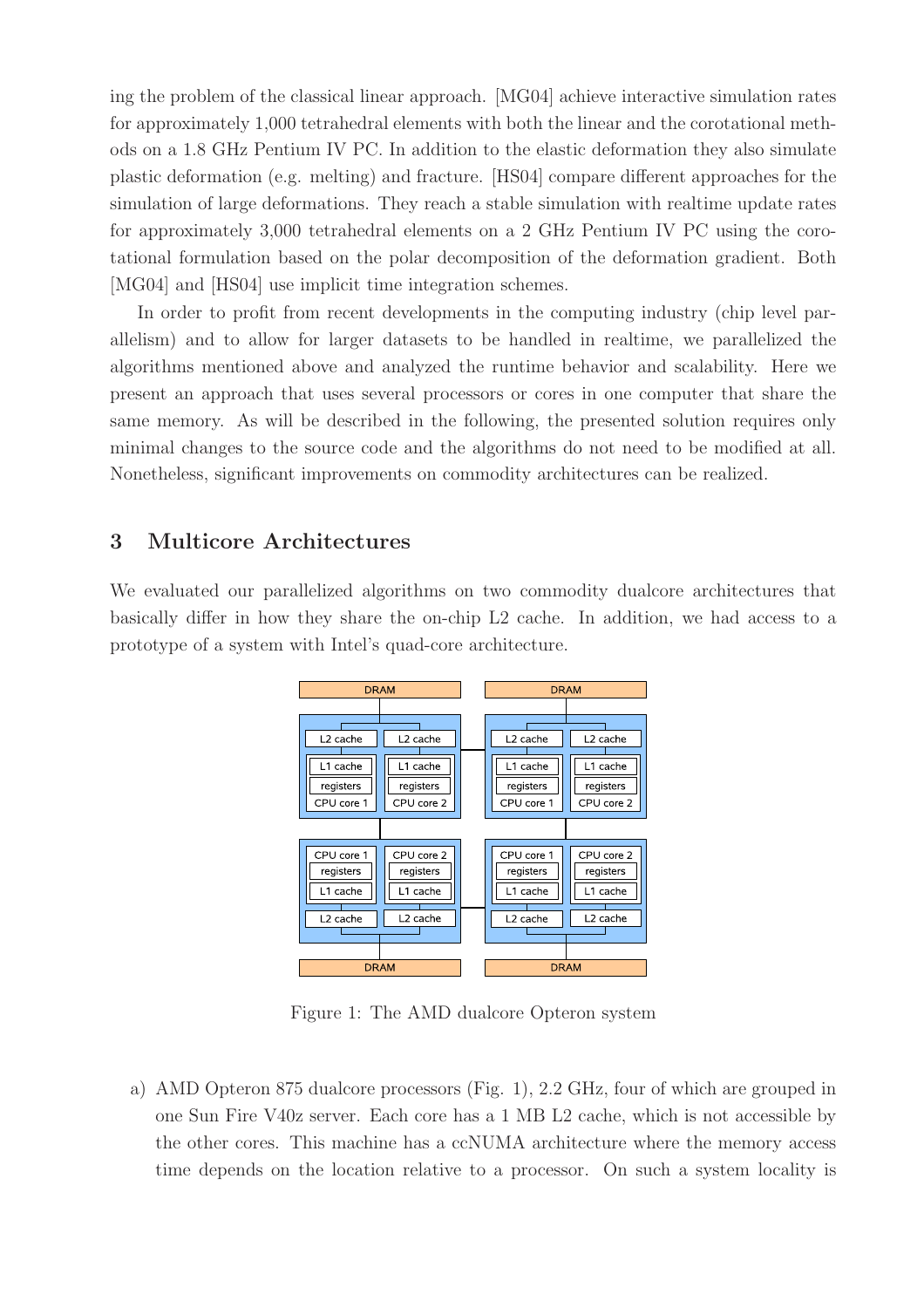ing the problem of the classical linear approach. [MG04] achieve interactive simulation rates for approximately 1,000 tetrahedral elements with both the linear and the corotational methods on a 1.8 GHz Pentium IV PC. In addition to the elastic deformation they also simulate plastic deformation (e.g. melting) and fracture. [HS04] compare different approaches for the simulation of large deformations. They reach a stable simulation with realtime update rates for approximately 3,000 tetrahedral elements on a 2 GHz Pentium IV PC using the corotational formulation based on the polar decomposition of the deformation gradient. Both [MG04] and [HS04] use implicit time integration schemes.

In order to profit from recent developments in the computing industry (chip level parallelism) and to allow for larger datasets to be handled in realtime, we parallelized the algorithms mentioned above and analyzed the runtime behavior and scalability. Here we present an approach that uses several processors or cores in one computer that share the same memory. As will be described in the following, the presented solution requires only minimal changes to the source code and the algorithms do not need to be modified at all. Nonetheless, significant improvements on commodity architectures can be realized.

## 3 Multicore Architectures

We evaluated our parallelized algorithms on two commodity dualcore architectures that basically differ in how they share the on-chip L2 cache. In addition, we had access to a prototype of a system with Intel's quad-core architecture.

Figure 1: The AMD dualcore Opteron system

a) AMD Opteron 875 dualcore processors (Fig. 1), 2.2 GHz, four of which are grouped in one Sun Fire V40z server. Each core has a 1 MB L2 cache, which is not accessible by the other cores. This machine has a ccNUMA architecture where the memory access time depends on the location relative to a processor. On such a system locality is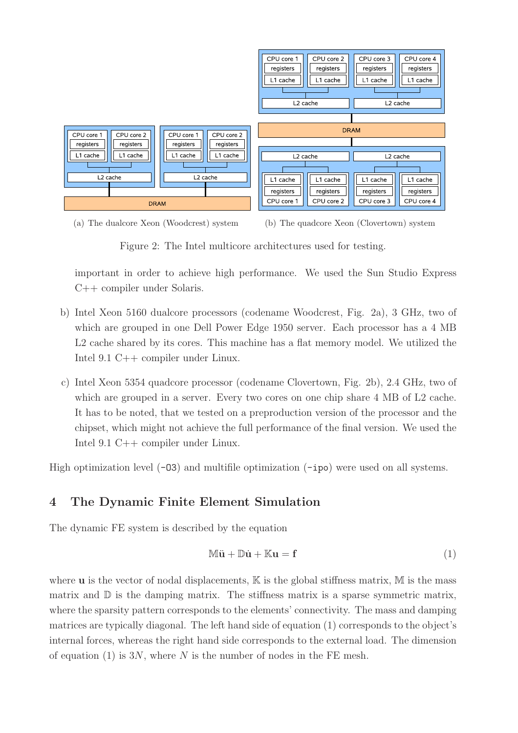(a) The dualcore Xeon (Woodcrest) system

(b) The quadcore Xeon (Clovertown) system

Figure 2: The Intel multicore architectures used for testing.

important in order to achieve high performance. We used the Sun Studio Express C++ compiler under Solaris.

b) Intel Xeon 5160 dualcore processors (codename Woodcrest, Fig. 2a), 3 GHz, two of which are grouped in one Dell Power Edge 1950 server. Each processor has a 4 MB L2 cache shared by its cores. This machine has a flat memory model. We utilized the Intel 9.1 C++ compiler under Linux.

c) Intel Xeon 5354 quadcore processor (codename Clovertown, Fig. 2b), 2.4 GHz, two of which are grouped in a server. Every two cores on one chip share 4 MB of L2 cache. It has to be noted, that we tested on a preproduction version of the processor and the chipset, which might not achieve the full performance of the final version. We used the Intel 9.1 C++ compiler under Linux.

High optimization level (`-O3`) and multifile optimization (`-ipo`) were used on all systems.

## 4 The Dynamic Finite Element Simulation

The dynamic FE system is described by the equation

$$\mathbb{M}\ddot{\mathbf{u}} + \mathbb{D}\dot{\mathbf{u}} + \mathbb{K}\mathbf{u} = \mathbf{f} \tag{1}$$

where $\mathbf{u}$ is the vector of nodal displacements, $\mathbb{K}$ is the global stiffness matrix, $\mathbb{M}$ is the mass matrix and $\mathbb{D}$ is the damping matrix. The stiffness matrix is a sparse symmetric matrix, where the sparsity pattern corresponds to the elements' connectivity. The mass and damping matrices are typically diagonal. The left hand side of equation (1) corresponds to the object's internal forces, whereas the right hand side corresponds to the external load. The dimension of equation (1) is $3N$, where $N$ is the number of nodes in the FE mesh.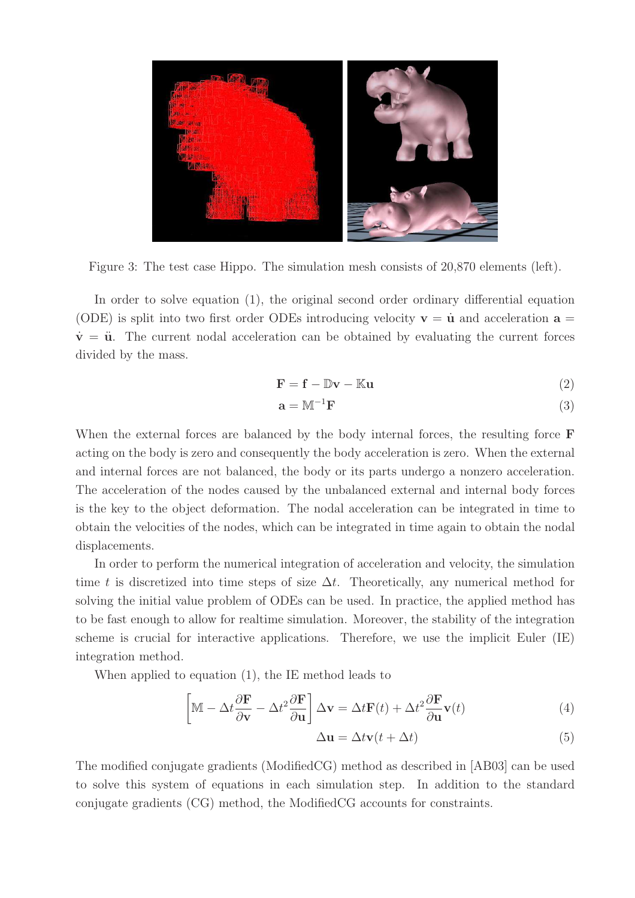Figure 3: The test case Hippo. The simulation mesh consists of 20,870 elements (left).

In order to solve equation (1), the original second order ordinary differential equation (ODE) is split into two first order ODEs introducing velocity $\mathbf{v} = \dot{\mathbf{u}}$ and acceleration $\mathbf{a} = \dot{\mathbf{v}} = \ddot{\mathbf{u}}$. The current nodal acceleration can be obtained by evaluating the current forces divided by the mass.

$$\mathbf{F} = \mathbf{f} - \mathbb{D}\mathbf{v} - \mathbb{K}\mathbf{u} \tag{2}$$

$$\mathbf{a} = \mathbb{M}^{-1}\mathbf{F} \tag{3}$$

When the external forces are balanced by the body internal forces, the resulting force $\mathbf{F}$ acting on the body is zero and consequently the body acceleration is zero. When the external and internal forces are not balanced, the body or its parts undergo a nonzero acceleration. The acceleration of the nodes caused by the unbalanced external and internal body forces is the key to the object deformation. The nodal acceleration can be integrated in time to obtain the velocities of the nodes, which can be integrated in time again to obtain the nodal displacements.

In order to perform the numerical integration of acceleration and velocity, the simulation time $t$ is discretized into time steps of size $\Delta t$. Theoretically, any numerical method for solving the initial value problem of ODEs can be used. In practice, the applied method has to be fast enough to allow for realtime simulation. Moreover, the stability of the integration scheme is crucial for interactive applications. Therefore, we use the implicit Euler (IE) integration method.

When applied to equation (1), the IE method leads to

$$\left[\mathbb{M} - \Delta t \frac{\partial \mathbf{F}}{\partial \mathbf{v}} - \Delta t^2 \frac{\partial \mathbf{F}}{\partial \mathbf{u}}\right] \Delta \mathbf{v} = \Delta t \mathbf{F}(t) + \Delta t^2 \frac{\partial \mathbf{F}}{\partial \mathbf{u}} \mathbf{v}(t) \tag{4}$$

$$\Delta \mathbf{u} = \Delta t \mathbf{v}(t + \Delta t) \tag{5}$$

The modified conjugate gradients (ModifiedCG) method as described in [AB03] can be used to solve this system of equations in each simulation step. In addition to the standard conjugate gradients (CG) method, the ModifiedCG accounts for constraints.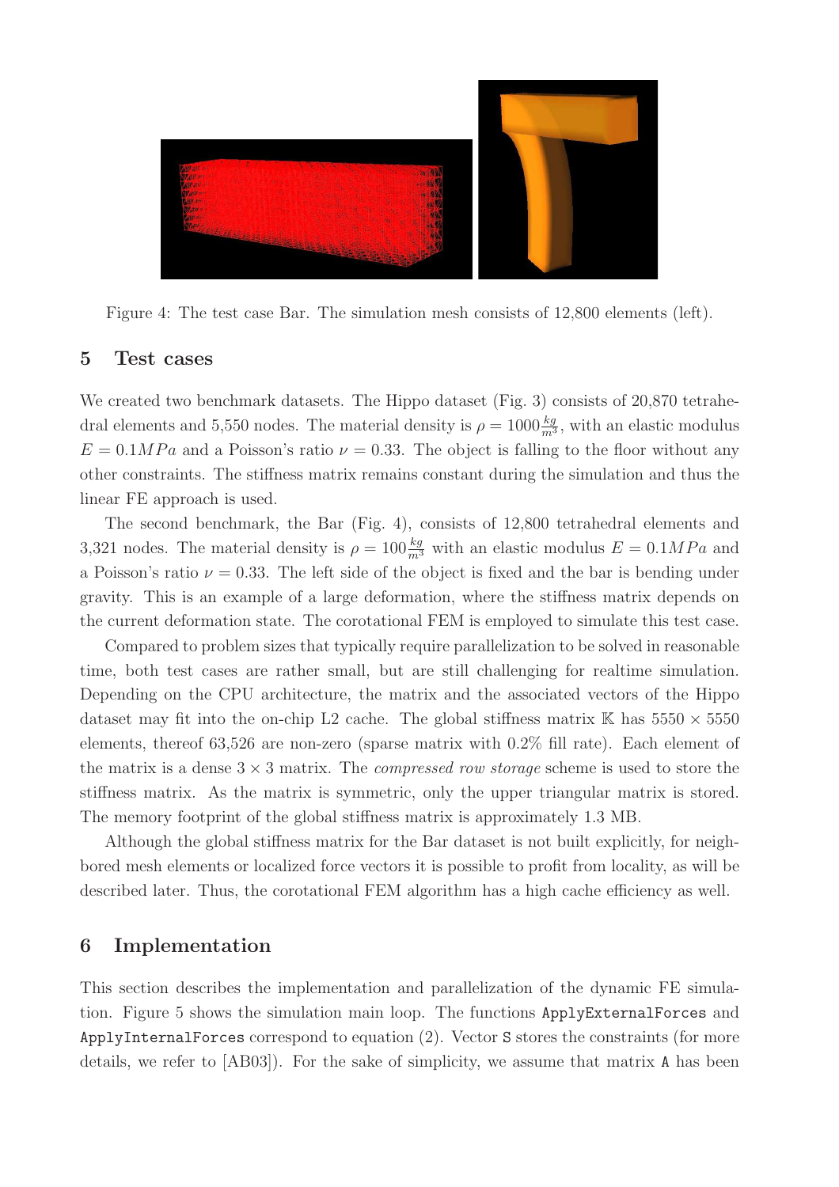Figure 4: The test case Bar. The simulation mesh consists of 12,800 elements (left).

## 5 Test cases

We created two benchmark datasets. The Hippo dataset (Fig. 3) consists of 20,870 tetrahedral elements and 5,550 nodes. The material density is $\rho = 1000\frac{kg}{m^3}$, with an elastic modulus $E = 0.1MPa$ and a Poisson's ratio $\nu = 0.33$. The object is falling to the floor without any other constraints. The stiffness matrix remains constant during the simulation and thus the linear FE approach is used.

The second benchmark, the Bar (Fig. 4), consists of 12,800 tetrahedral elements and 3,321 nodes. The material density is $\rho = 100\frac{kg}{m^3}$ with an elastic modulus $E = 0.1MPa$ and a Poisson's ratio $\nu = 0.33$. The left side of the object is fixed and the bar is bending under gravity. This is an example of a large deformation, where the stiffness matrix depends on the current deformation state. The corotational FEM is employed to simulate this test case.

Compared to problem sizes that typically require parallelization to be solved in reasonable time, both test cases are rather small, but are still challenging for realtime simulation. Depending on the CPU architecture, the matrix and the associated vectors of the Hippo dataset may fit into the on-chip L2 cache. The global stiffness matrix $\mathbb{K}$ has $5550 \times 5550$ elements, thereof 63,526 are non-zero (sparse matrix with 0.2% fill rate). Each element of the matrix is a dense $3 \times 3$ matrix. The *compressed row storage* scheme is used to store the stiffness matrix. As the matrix is symmetric, only the upper triangular matrix is stored. The memory footprint of the global stiffness matrix is approximately 1.3 MB.

Although the global stiffness matrix for the Bar dataset is not built explicitly, for neighbored mesh elements or localized force vectors it is possible to profit from locality, as will be described later. Thus, the corotational FEM algorithm has a high cache efficiency as well.

## 6 Implementation

This section describes the implementation and parallelization of the dynamic FE simulation. Figure 5 shows the simulation main loop. The functions `ApplyExternalForces` and `ApplyInternalForces` correspond to equation (2). Vector `S` stores the constraints (for more details, we refer to [AB03]). For the sake of simplicity, we assume that matrix `A` has been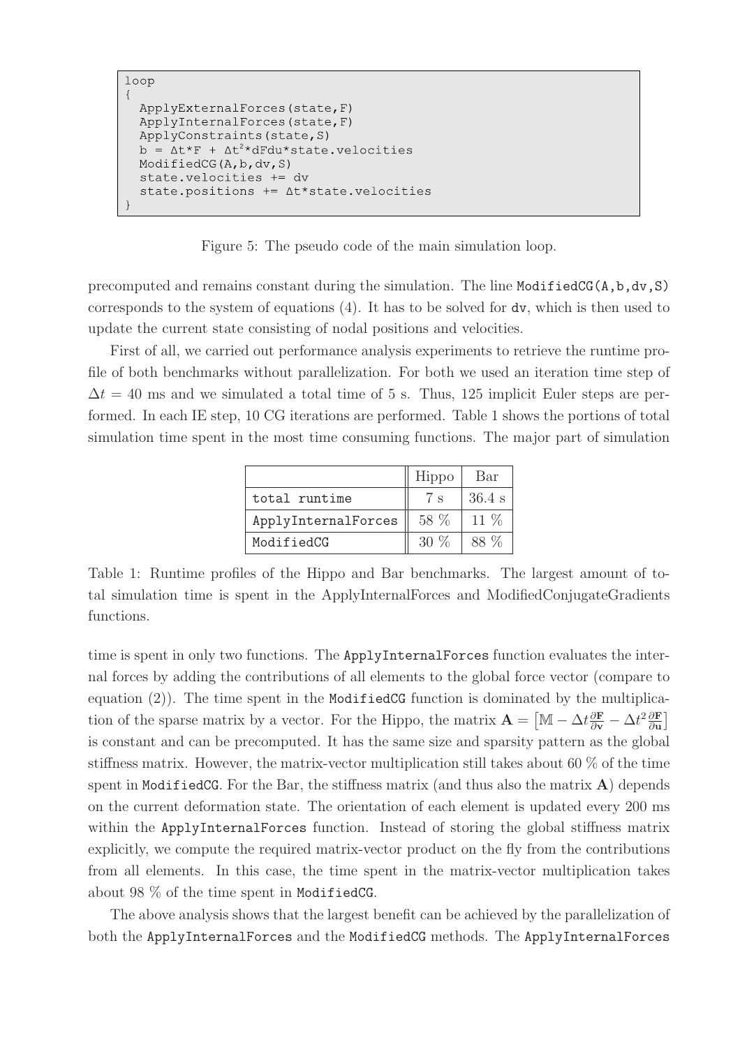```
loop
{
  ApplyExternalForces(state,F)
  ApplyInternalForces(state,F)
  ApplyConstraints(state,S)
  b = Δt*F + Δt²*dFdu*state.velocities
  ModifiedCG(A,b,dv,S)
  state.velocities += dv
  state.positions += Δt*state.velocities
}
```

Figure 5: The pseudo code of the main simulation loop.

precomputed and remains constant during the simulation. The line `ModifiedCG(A,b,dv,S)` corresponds to the system of equations (4). It has to be solved for `dv`, which is then used to update the current state consisting of nodal positions and velocities.

First of all, we carried out performance analysis experiments to retrieve the runtime profile of both benchmarks without parallelization. For both we used an iteration time step of $\Delta t = 40$ ms and we simulated a total time of 5 s. Thus, 125 implicit Euler steps are performed. In each IE step, 10 CG iterations are performed. Table 1 shows the portions of total simulation time spent in the most time consuming functions. The major part of simulation

| | Hippo | Bar |
|---|---|---|
| `total runtime` | 7 s | 36.4 s |
| `ApplyInternalForces` | 58 % | 11 % |
| `ModifiedCG` | 30 % | 88 % |

Table 1: Runtime profiles of the Hippo and Bar benchmarks. The largest amount of total simulation time is spent in the ApplyInternalForces and ModifiedConjugateGradients functions.

time is spent in only two functions. The `ApplyInternalForces` function evaluates the internal forces by adding the contributions of all elements to the global force vector (compare to equation (2)). The time spent in the `ModifiedCG` function is dominated by the multiplication of the sparse matrix by a vector. For the Hippo, the matrix $\mathbf{A} = \left[\mathbb{M} - \Delta t \frac{\partial \mathbf{F}}{\partial \mathbf{v}} - \Delta t^2 \frac{\partial \mathbf{F}}{\partial \mathbf{u}}\right]$ is constant and can be precomputed. It has the same size and sparsity pattern as the global stiffness matrix. However, the matrix-vector multiplication still takes about 60 % of the time spent in `ModifiedCG`. For the Bar, the stiffness matrix (and thus also the matrix $\mathbf{A}$) depends on the current deformation state. The orientation of each element is updated every 200 ms within the `ApplyInternalForces` function. Instead of storing the global stiffness matrix explicitly, we compute the required matrix-vector product on the fly from the contributions from all elements. In this case, the time spent in the matrix-vector multiplication takes about 98 % of the time spent in `ModifiedCG`.

The above analysis shows that the largest benefit can be achieved by the parallelization of both the `ApplyInternalForces` and the `ModifiedCG` methods. The `ApplyInternalForces`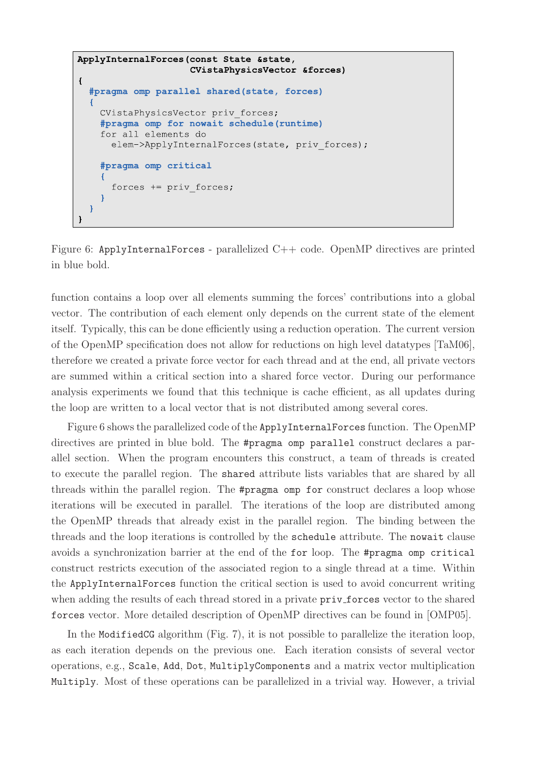```
ApplyInternalForces(const State &state,
                    CVistaPhysicsVector &forces)
{
  #pragma omp parallel shared(state, forces)
  {
    CVistaPhysicsVector priv_forces;
    #pragma omp for nowait schedule(runtime)
    for all elements do
      elem->ApplyInternalForces(state, priv_forces);

    #pragma omp critical
    {
      forces += priv_forces;
    }
  }
}
```

Figure 6: `ApplyInternalForces` - parallelized C++ code. OpenMP directives are printed in blue bold.

function contains a loop over all elements summing the forces' contributions into a global vector. The contribution of each element only depends on the current state of the element itself. Typically, this can be done efficiently using a reduction operation. The current version of the OpenMP specification does not allow for reductions on high level datatypes [TaM06], therefore we created a private force vector for each thread and at the end, all private vectors are summed within a critical section into a shared force vector. During our performance analysis experiments we found that this technique is cache efficient, as all updates during the loop are written to a local vector that is not distributed among several cores.

Figure 6 shows the parallelized code of the `ApplyInternalForces` function. The OpenMP directives are printed in blue bold. The `#pragma omp parallel` construct declares a parallel section. When the program encounters this construct, a team of threads is created to execute the parallel region. The `shared` attribute lists variables that are shared by all threads within the parallel region. The `#pragma omp for` construct declares a loop whose iterations will be executed in parallel. The iterations of the loop are distributed among the OpenMP threads that already exist in the parallel region. The binding between the threads and the loop iterations is controlled by the `schedule` attribute. The `nowait` clause avoids a synchronization barrier at the end of the `for` loop. The `#pragma omp critical` construct restricts execution of the associated region to a single thread at a time. Within the `ApplyInternalForces` function the critical section is used to avoid concurrent writing when adding the results of each thread stored in a private `priv_forces` vector to the shared `forces` vector. More detailed description of OpenMP directives can be found in [OMP05].

In the `ModifiedCG` algorithm (Fig. 7), it is not possible to parallelize the iteration loop, as each iteration depends on the previous one. Each iteration consists of several vector operations, e.g., `Scale`, `Add`, `Dot`, `MultiplyComponents` and a matrix vector multiplication `Multiply`. Most of these operations can be parallelized in a trivial way. However, a trivial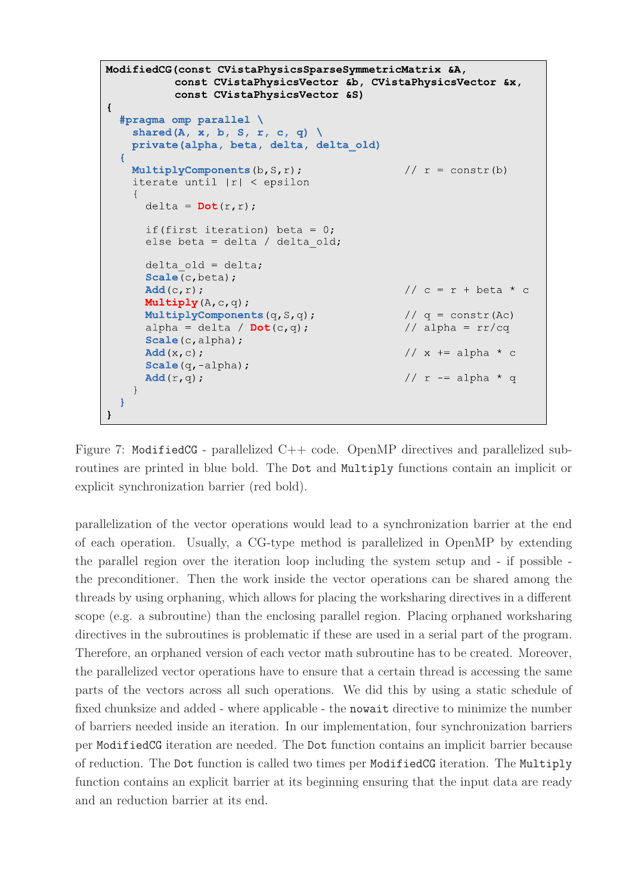```
ModifiedCG(const CVistaPhysicsSparseSymmetricMatrix &A,
           const CVistaPhysicsVector &b, CVistaPhysicsVector &x,
           const CVistaPhysicsVector &S)
{
  #pragma omp parallel \
    shared(A, x, b, S, r, c, q) \
    private(alpha, beta, delta, delta_old)
  {
    MultiplyComponents(b,S,r);                    // r = constr(b)
    iterate until |r| < epsilon
    {
      delta = Dot(r,r);

      if(first iteration) beta = 0;
      else beta = delta / delta_old;

      delta_old = delta;
      Scale(c,beta);
      Add(c,r);                                   // c = r + beta * c
      Multiply(A,c,q);
      MultiplyComponents(q,S,q);                  // q = constr(Ac)
      alpha = delta / Dot(c,q);                   // alpha = rr/cq
      Scale(c,alpha);
      Add(x,c);                                   // x += alpha * c
      Scale(q,-alpha);
      Add(r,q);                                   // r -= alpha * q
    }
  }
}
```

Figure 7: `ModifiedCG` - parallelized C++ code. OpenMP directives and parallelized subroutines are printed in blue bold. The `Dot` and `Multiply` functions contain an implicit or explicit synchronization barrier (red bold).

parallelization of the vector operations would lead to a synchronization barrier at the end of each operation. Usually, a CG-type method is parallelized in OpenMP by extending the parallel region over the iteration loop including the system setup and - if possible - the preconditioner. Then the work inside the vector operations can be shared among the threads by using orphaning, which allows for placing the worksharing directives in a different scope (e.g. a subroutine) than the enclosing parallel region. Placing orphaned worksharing directives in the subroutines is problematic if these are used in a serial part of the program. Therefore, an orphaned version of each vector math subroutine has to be created. Moreover, the parallelized vector operations have to ensure that a certain thread is accessing the same parts of the vectors across all such operations. We did this by using a static schedule of fixed chunksize and added - where applicable - the `nowait` directive to minimize the number of barriers needed inside an iteration. In our implementation, four synchronization barriers per `ModifiedCG` iteration are needed. The `Dot` function contains an implicit barrier because of reduction. The `Dot` function is called two times per `ModifiedCG` iteration. The `Multiply` function contains an explicit barrier at its beginning ensuring that the input data are ready and an reduction barrier at its end.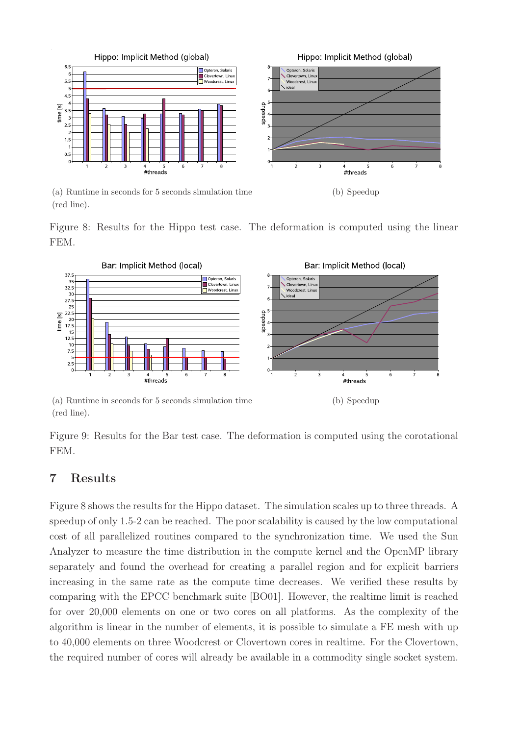(a) Runtime in seconds for 5 seconds simulation time (red line).

(b) Speedup

Figure 8: Results for the Hippo test case. The deformation is computed using the linear FEM.

(a) Runtime in seconds for 5 seconds simulation time (red line).

(b) Speedup

Figure 9: Results for the Bar test case. The deformation is computed using the corotational FEM.

## 7 Results

Figure 8 shows the results for the Hippo dataset. The simulation scales up to three threads. A speedup of only 1.5-2 can be reached. The poor scalability is caused by the low computational cost of all parallelized routines compared to the synchronization time. We used the Sun Analyzer to measure the time distribution in the compute kernel and the OpenMP library separately and found the overhead for creating a parallel region and for explicit barriers increasing in the same rate as the compute time decreases. We verified these results by comparing with the EPCC benchmark suite [BO01]. However, the realtime limit is reached for over 20,000 elements on one or two cores on all platforms. As the complexity of the algorithm is linear in the number of elements, it is possible to simulate a FE mesh with up to 40,000 elements on three Woodcrest or Clovertown cores in realtime. For the Clovertown, the required number of cores will already be available in a commodity single socket system.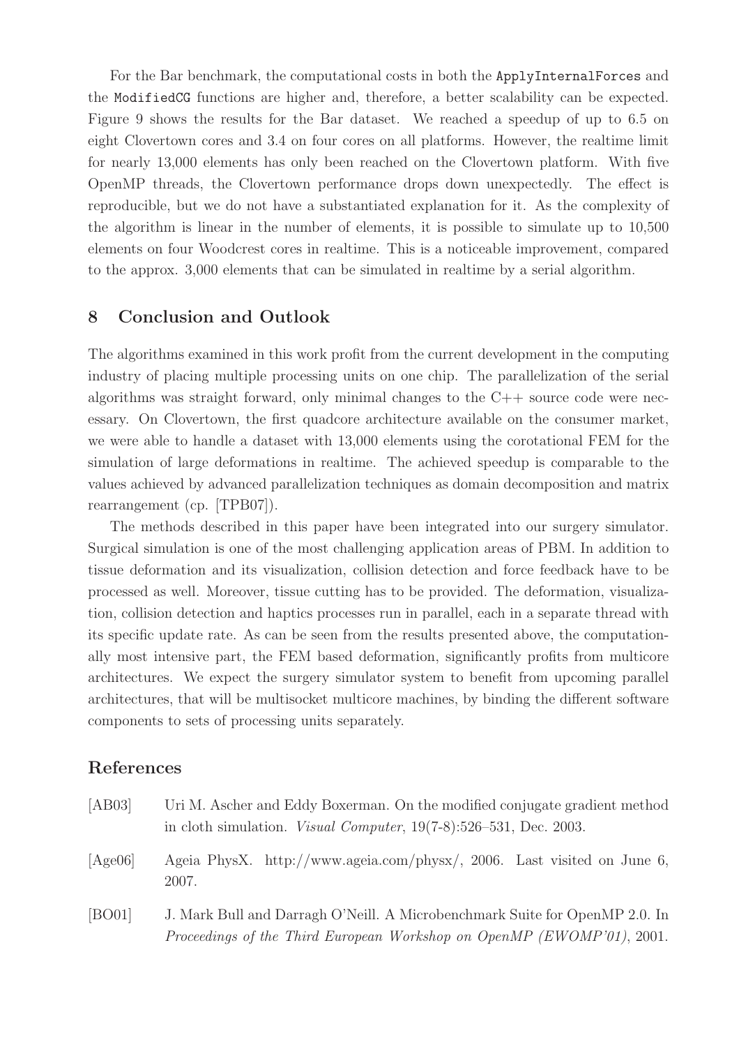For the Bar benchmark, the computational costs in both the `ApplyInternalForces` and the `ModifiedCG` functions are higher and, therefore, a better scalability can be expected. Figure 9 shows the results for the Bar dataset. We reached a speedup of up to 6.5 on eight Clovertown cores and 3.4 on four cores on all platforms. However, the realtime limit for nearly 13,000 elements has only been reached on the Clovertown platform. With five OpenMP threads, the Clovertown performance drops down unexpectedly. The effect is reproducible, but we do not have a substantiated explanation for it. As the complexity of the algorithm is linear in the number of elements, it is possible to simulate up to 10,500 elements on four Woodcrest cores in realtime. This is a noticeable improvement, compared to the approx. 3,000 elements that can be simulated in realtime by a serial algorithm.

## 8 Conclusion and Outlook

The algorithms examined in this work profit from the current development in the computing industry of placing multiple processing units on one chip. The parallelization of the serial algorithms was straight forward, only minimal changes to the C++ source code were necessary. On Clovertown, the first quadcore architecture available on the consumer market, we were able to handle a dataset with 13,000 elements using the corotational FEM for the simulation of large deformations in realtime. The achieved speedup is comparable to the values achieved by advanced parallelization techniques as domain decomposition and matrix rearrangement (cp. [TPB07]).

The methods described in this paper have been integrated into our surgery simulator. Surgical simulation is one of the most challenging application areas of PBM. In addition to tissue deformation and its visualization, collision detection and force feedback have to be processed as well. Moreover, tissue cutting has to be provided. The deformation, visualization, collision detection and haptics processes run in parallel, each in a separate thread with its specific update rate. As can be seen from the results presented above, the computationally most intensive part, the FEM based deformation, significantly profits from multicore architectures. We expect the surgery simulator system to benefit from upcoming parallel architectures, that will be multisocket multicore machines, by binding the different software components to sets of processing units separately.

## References

[AB03] Uri M. Ascher and Eddy Boxerman. On the modified conjugate gradient method in cloth simulation. *Visual Computer*, 19(7-8):526–531, Dec. 2003.

[Age06] Ageia PhysX. http://www.ageia.com/physx/, 2006. Last visited on June 6, 2007.

[BO01] J. Mark Bull and Darragh O'Neill. A Microbenchmark Suite for OpenMP 2.0. In *Proceedings of the Third European Workshop on OpenMP (EWOMP'01)*, 2001.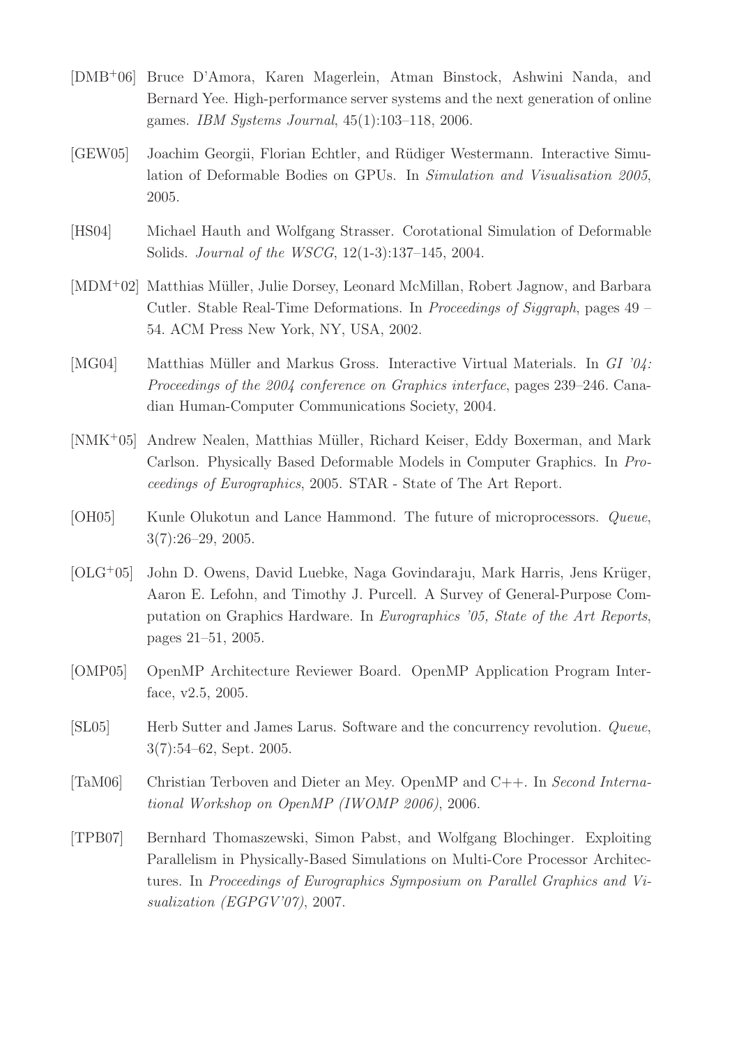[DMB$^+$06] Bruce D'Amora, Karen Magerlein, Atman Binstock, Ashwini Nanda, and Bernard Yee. High-performance server systems and the next generation of online games. *IBM Systems Journal*, 45(1):103–118, 2006.

[GEW05] Joachim Georgii, Florian Echtler, and Rüdiger Westermann. Interactive Simulation of Deformable Bodies on GPUs. In *Simulation and Visualisation 2005*, 2005.

[HS04] Michael Hauth and Wolfgang Strasser. Corotational Simulation of Deformable Solids. *Journal of the WSCG*, 12(1-3):137–145, 2004.

[MDM$^+$02] Matthias Müller, Julie Dorsey, Leonard McMillan, Robert Jagnow, and Barbara Cutler. Stable Real-Time Deformations. In *Proceedings of Siggraph*, pages 49 – 54. ACM Press New York, NY, USA, 2002.

[MG04] Matthias Müller and Markus Gross. Interactive Virtual Materials. In *GI '04: Proceedings of the 2004 conference on Graphics interface*, pages 239–246. Canadian Human-Computer Communications Society, 2004.

[NMK$^+$05] Andrew Nealen, Matthias Müller, Richard Keiser, Eddy Boxerman, and Mark Carlson. Physically Based Deformable Models in Computer Graphics. In *Proceedings of Eurographics*, 2005. STAR - State of The Art Report.

[OH05] Kunle Olukotun and Lance Hammond. The future of microprocessors. *Queue*, 3(7):26–29, 2005.

[OLG$^+$05] John D. Owens, David Luebke, Naga Govindaraju, Mark Harris, Jens Krüger, Aaron E. Lefohn, and Timothy J. Purcell. A Survey of General-Purpose Computation on Graphics Hardware. In *Eurographics '05, State of the Art Reports*, pages 21–51, 2005.

[OMP05] OpenMP Architecture Reviewer Board. OpenMP Application Program Interface, v2.5, 2005.

[SL05] Herb Sutter and James Larus. Software and the concurrency revolution. *Queue*, 3(7):54–62, Sept. 2005.

[TaM06] Christian Terboven and Dieter an Mey. OpenMP and C++. In *Second International Workshop on OpenMP (IWOMP 2006)*, 2006.

[TPB07] Bernhard Thomaszewski, Simon Pabst, and Wolfgang Blochinger. Exploiting Parallelism in Physically-Based Simulations on Multi-Core Processor Architectures. In *Proceedings of Eurographics Symposium on Parallel Graphics and Visualization (EGPGV'07)*, 2007.